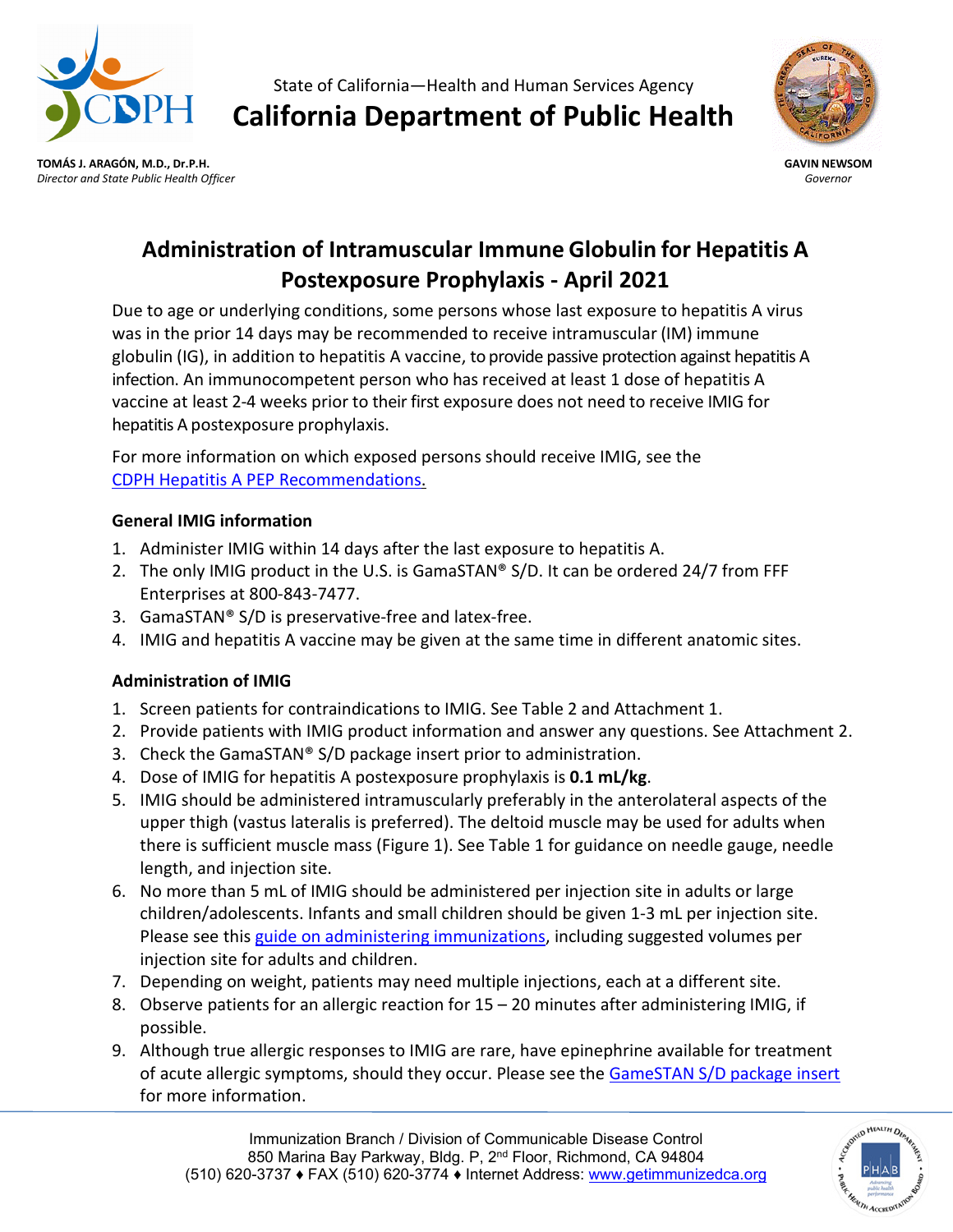State of California—Health and Human Services Agency

# California Department of Public Health

**TOMÁS J. ARAGÓN, M.D., Dr.P.H.**
*Director and State Public Health Officer*

**GAVIN NEWSOM**
*Governor*

## Administration of Intramuscular Immune Globulin for Hepatitis A Postexposure Prophylaxis - April 2021

Due to age or underlying conditions, some persons whose last exposure to hepatitis A virus was in the prior 14 days may be recommended to receive intramuscular (IM) immune globulin (IG), in addition to hepatitis A vaccine, to provide passive protection against hepatitis A infection. An immunocompetent person who has received at least 1 dose of hepatitis A vaccine at least 2-4 weeks prior to their first exposure does not need to receive IMIG for hepatitis A postexposure prophylaxis.

For more information on which exposed persons should receive IMIG, see the [CDPH Hepatitis A PEP Recommendations.]

### General IMIG information

1. Administer IMIG within 14 days after the last exposure to hepatitis A.
2. The only IMIG product in the U.S. is GamaSTAN® S/D. It can be ordered 24/7 from FFF Enterprises at 800-843-7477.
3. GamaSTAN® S/D is preservative-free and latex-free.
4. IMIG and hepatitis A vaccine may be given at the same time in different anatomic sites.

### Administration of IMIG

1. Screen patients for contraindications to IMIG. See Table 2 and Attachment 1.
2. Provide patients with IMIG product information and answer any questions. See Attachment 2.
3. Check the GamaSTAN® S/D package insert prior to administration.
4. Dose of IMIG for hepatitis A postexposure prophylaxis is **0.1 mL/kg**.
5. IMIG should be administered intramuscularly preferably in the anterolateral aspects of the upper thigh (vastus lateralis is preferred). The deltoid muscle may be used for adults when there is sufficient muscle mass (Figure 1). See Table 1 for guidance on needle gauge, needle length, and injection site.
6. No more than 5 mL of IMIG should be administered per injection site in adults or large children/adolescents. Infants and small children should be given 1-3 mL per injection site. Please see this guide on administering immunizations, including suggested volumes per injection site for adults and children.
7. Depending on weight, patients may need multiple injections, each at a different site.
8. Observe patients for an allergic reaction for 15 – 20 minutes after administering IMIG, if possible.
9. Although true allergic responses to IMIG are rare, have epinephrine available for treatment of acute allergic symptoms, should they occur. Please see the GameSTAN S/D package insert for more information.

Immunization Branch / Division of Communicable Disease Control
850 Marina Bay Parkway, Bldg. P, 2nd Floor, Richmond, CA 94804
(510) 620-3737 ♦ FAX (510) 620-3774 ♦ Internet Address: www.getimmunizedca.org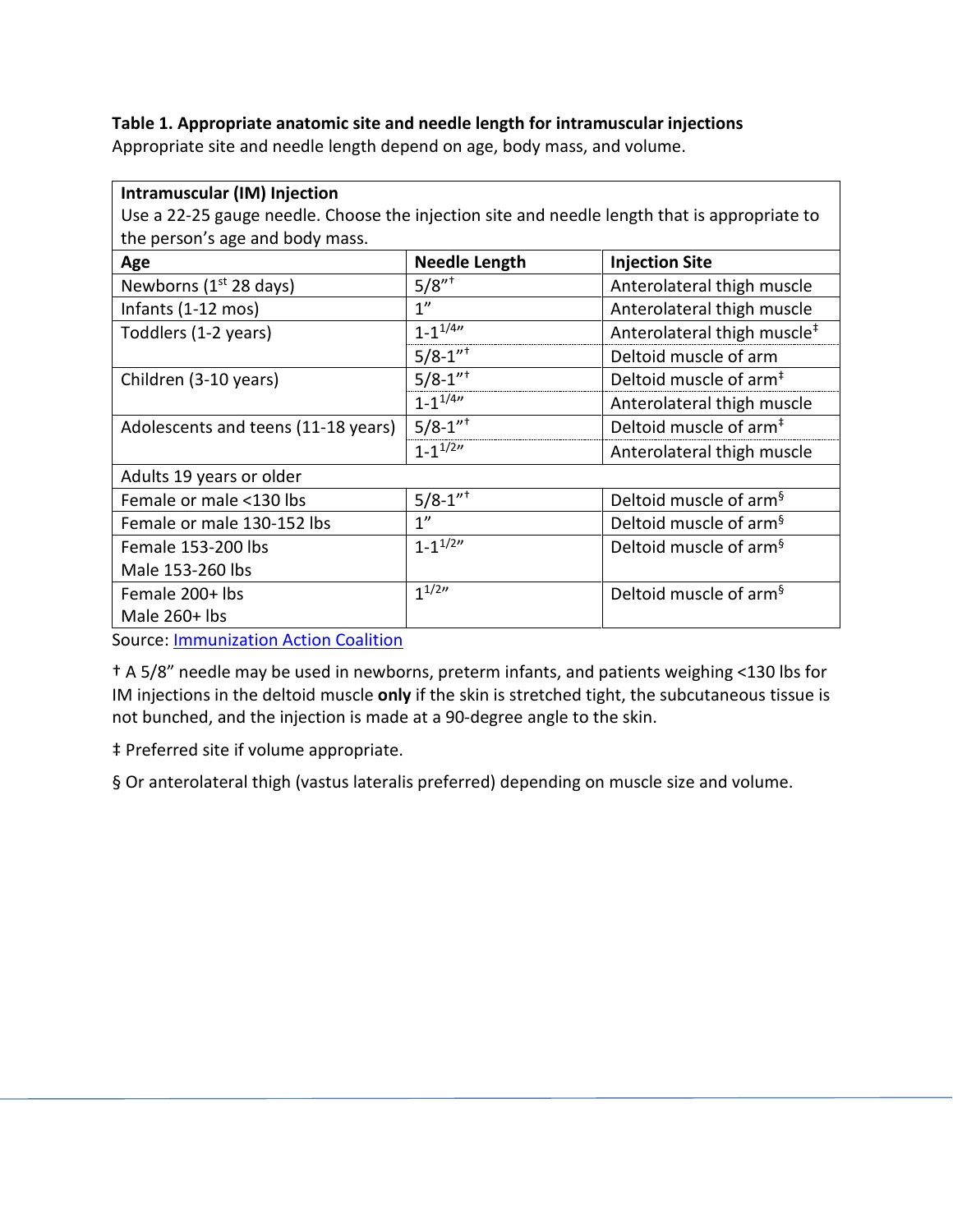**Table 1. Appropriate anatomic site and needle length for intramuscular injections**
Appropriate site and needle length depend on age, body mass, and volume.

| **Intramuscular (IM) Injection**<br>Use a 22-25 gauge needle. Choose the injection site and needle length that is appropriate to the person's age and body mass. | | |
|---|---|---|
| **Age** | **Needle Length** | **Injection Site** |
| Newborns (1st 28 days) | 5/8"† | Anterolateral thigh muscle |
| Infants (1-12 mos) | 1" | Anterolateral thigh muscle |
| Toddlers (1-2 years) | 1-1 1/4" | Anterolateral thigh muscle‡ |
| | 5/8-1"† | Deltoid muscle of arm |
| Children (3-10 years) | 5/8-1"† | Deltoid muscle of arm‡ |
| | 1-1 1/4" | Anterolateral thigh muscle |
| Adolescents and teens (11-18 years) | 5/8-1"† | Deltoid muscle of arm‡ |
| | 1-1 1/2" | Anterolateral thigh muscle |
| Adults 19 years or older | | |
| Female or male <130 lbs | 5/8-1"† | Deltoid muscle of arm§ |
| Female or male 130-152 lbs | 1" | Deltoid muscle of arm§ |
| Female 153-200 lbs<br>Male 153-260 lbs | 1-1 1/2" | Deltoid muscle of arm§ |
| Female 200+ lbs<br>Male 260+ lbs | 1 1/2" | Deltoid muscle of arm§ |

Source: Immunization Action Coalition

† A 5/8" needle may be used in newborns, preterm infants, and patients weighing <130 lbs for IM injections in the deltoid muscle **only** if the skin is stretched tight, the subcutaneous tissue is not bunched, and the injection is made at a 90-degree angle to the skin.

‡ Preferred site if volume appropriate.

§ Or anterolateral thigh (vastus lateralis preferred) depending on muscle size and volume.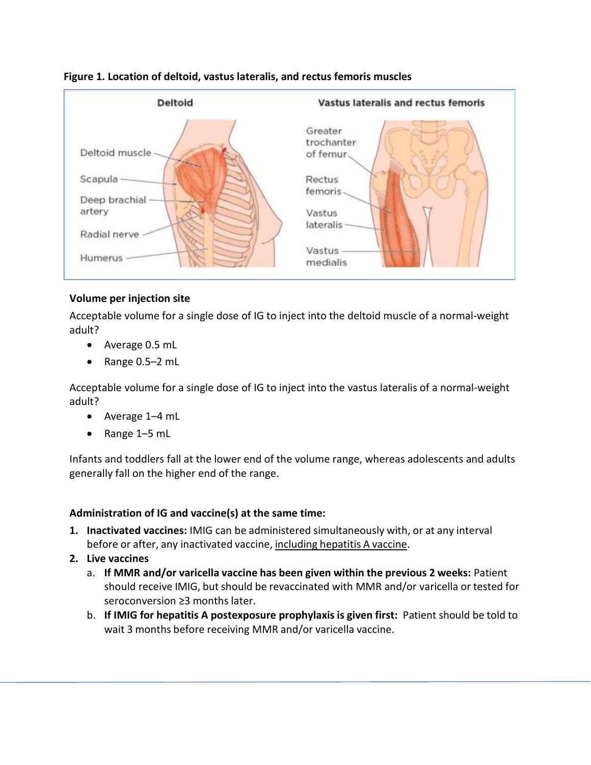**Figure 1. Location of deltoid, vastus lateralis, and rectus femoris muscles**

Deltoid

Deltoid muscle

Scapula

Deep brachial artery

Radial nerve

Humerus

Vastus lateralis and rectus femoris

Greater trochanter of femur

Rectus femoris

Vastus lateralis

Vastus medialis

**Volume per injection site**

Acceptable volume for a single dose of IG to inject into the deltoid muscle of a normal-weight adult?

- Average 0.5 mL
- Range 0.5–2 mL

Acceptable volume for a single dose of IG to inject into the vastus lateralis of a normal-weight adult?

- Average 1–4 mL
- Range 1–5 mL

Infants and toddlers fall at the lower end of the volume range, whereas adolescents and adults generally fall on the higher end of the range.

**Administration of IG and vaccine(s) at the same time:**

1. **Inactivated vaccines:** IMIG can be administered simultaneously with, or at any interval before or after, any inactivated vaccine, including hepatitis A vaccine.
2. **Live vaccines**
   a. **If MMR and/or varicella vaccine has been given within the previous 2 weeks:** Patient should receive IMIG, but should be revaccinated with MMR and/or varicella or tested for seroconversion ≥3 months later.
   b. **If IMIG for hepatitis A postexposure prophylaxis is given first:** Patient should be told to wait 3 months before receiving MMR and/or varicella vaccine.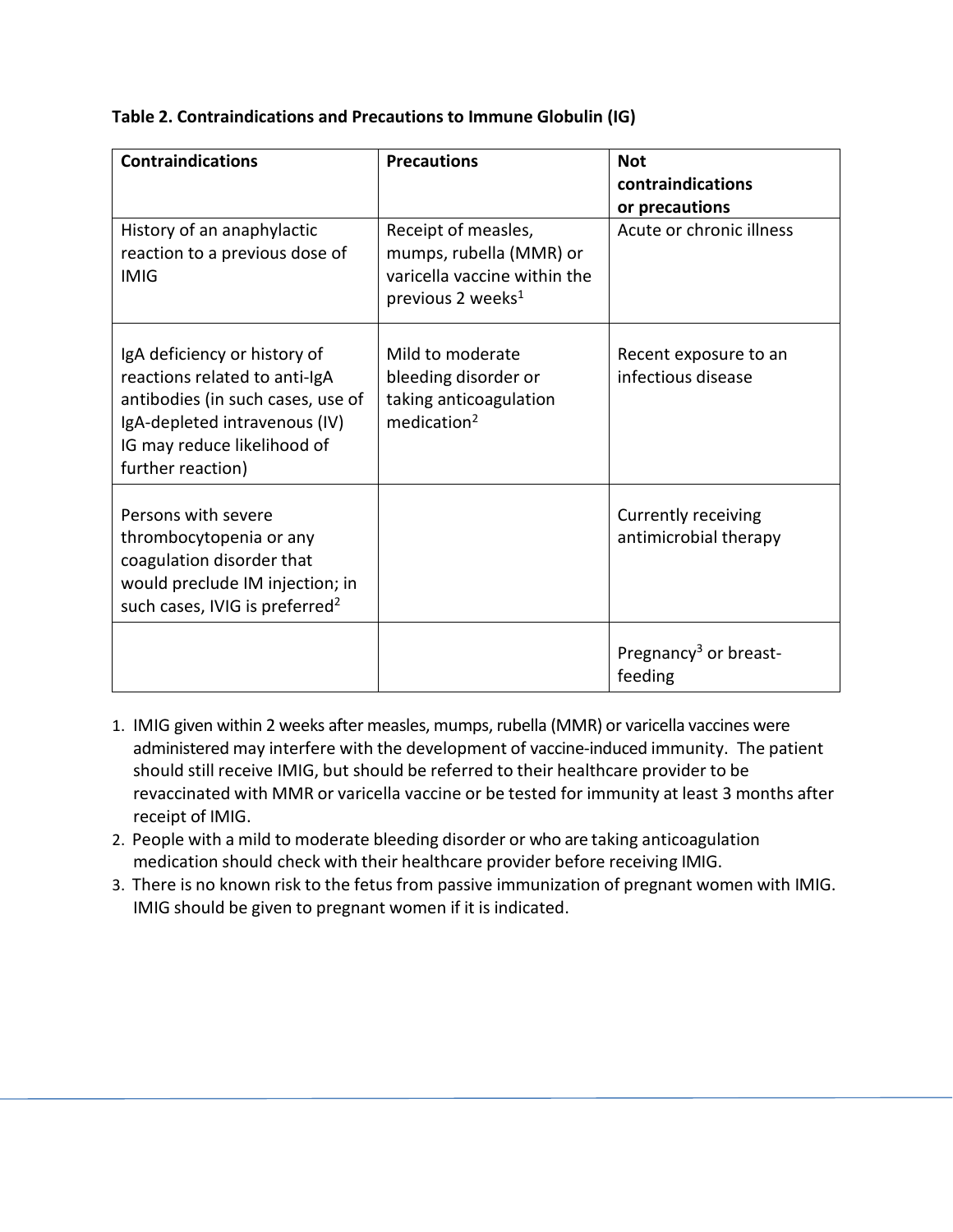**Table 2. Contraindications and Precautions to Immune Globulin (IG)**

| Contraindications | Precautions | Not contraindications or precautions |
|---|---|---|
| History of an anaphylactic reaction to a previous dose of IMIG | Receipt of measles, mumps, rubella (MMR) or varicella vaccine within the previous 2 weeks[1] | Acute or chronic illness |
| IgA deficiency or history of reactions related to anti-IgA antibodies (in such cases, use of IgA-depleted intravenous (IV) IG may reduce likelihood of further reaction) | Mild to moderate bleeding disorder or taking anticoagulation medication[2] | Recent exposure to an infectious disease |
| Persons with severe thrombocytopenia or any coagulation disorder that would preclude IM injection; in such cases, IVIG is preferred[2] | | Currently receiving antimicrobial therapy |
| | | Pregnancy[3] or breast-feeding |

1. IMIG given within 2 weeks after measles, mumps, rubella (MMR) or varicella vaccines were administered may interfere with the development of vaccine-induced immunity. The patient should still receive IMIG, but should be referred to their healthcare provider to be revaccinated with MMR or varicella vaccine or be tested for immunity at least 3 months after receipt of IMIG.
2. People with a mild to moderate bleeding disorder or who are taking anticoagulation medication should check with their healthcare provider before receiving IMIG.
3. There is no known risk to the fetus from passive immunization of pregnant women with IMIG. IMIG should be given to pregnant women if it is indicated.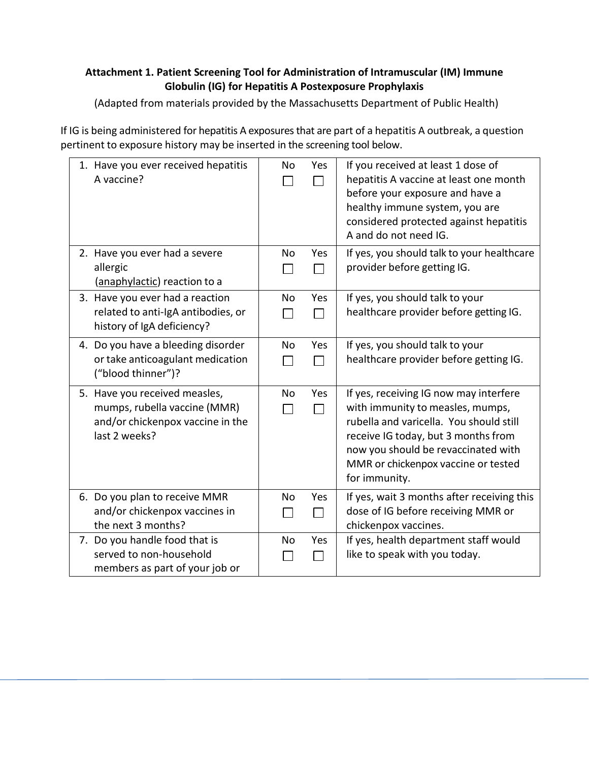**Attachment 1. Patient Screening Tool for Administration of Intramuscular (IM) Immune Globulin (IG) for Hepatitis A Postexposure Prophylaxis**

(Adapted from materials provided by the Massachusetts Department of Public Health)

If IG is being administered for hepatitis A exposures that are part of a hepatitis A outbreak, a question pertinent to exposure history may be inserted in the screening tool below.

| Question | No | Yes | |
|---|---|---|---|
| 1. Have you ever received hepatitis A vaccine? | ☐ | ☐ | If you received at least 1 dose of hepatitis A vaccine at least one month before your exposure and have a healthy immune system, you are considered protected against hepatitis A and do not need IG. |
| 2. Have you ever had a severe allergic (anaphylactic) reaction to a | ☐ | ☐ | If yes, you should talk to your healthcare provider before getting IG. |
| 3. Have you ever had a reaction related to anti-IgA antibodies, or history of IgA deficiency? | ☐ | ☐ | If yes, you should talk to your healthcare provider before getting IG. |
| 4. Do you have a bleeding disorder or take anticoagulant medication ("blood thinner")? | ☐ | ☐ | If yes, you should talk to your healthcare provider before getting IG. |
| 5. Have you received measles, mumps, rubella vaccine (MMR) and/or chickenpox vaccine in the last 2 weeks? | ☐ | ☐ | If yes, receiving IG now may interfere with immunity to measles, mumps, rubella and varicella. You should still receive IG today, but 3 months from now you should be revaccinated with MMR or chickenpox vaccine or tested for immunity. |
| 6. Do you plan to receive MMR and/or chickenpox vaccines in the next 3 months? | ☐ | ☐ | If yes, wait 3 months after receiving this dose of IG before receiving MMR or chickenpox vaccines. |
| 7. Do you handle food that is served to non-household members as part of your job or | ☐ | ☐ | If yes, health department staff would like to speak with you today. |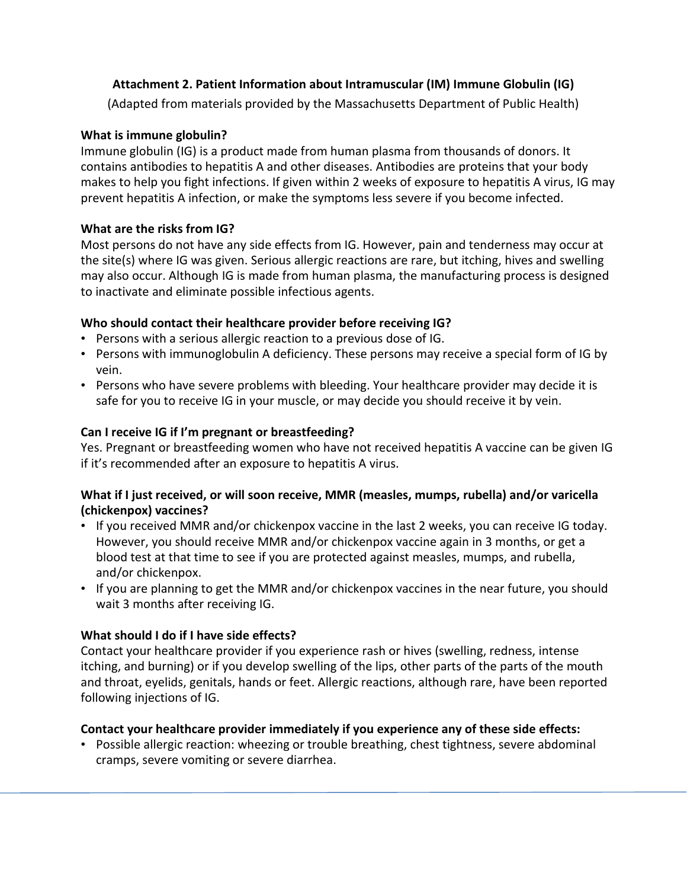## Attachment 2. Patient Information about Intramuscular (IM) Immune Globulin (IG)

(Adapted from materials provided by the Massachusetts Department of Public Health)

**What is immune globulin?**

Immune globulin (IG) is a product made from human plasma from thousands of donors. It contains antibodies to hepatitis A and other diseases. Antibodies are proteins that your body makes to help you fight infections. If given within 2 weeks of exposure to hepatitis A virus, IG may prevent hepatitis A infection, or make the symptoms less severe if you become infected.

**What are the risks from IG?**

Most persons do not have any side effects from IG. However, pain and tenderness may occur at the site(s) where IG was given. Serious allergic reactions are rare, but itching, hives and swelling may also occur. Although IG is made from human plasma, the manufacturing process is designed to inactivate and eliminate possible infectious agents.

**Who should contact their healthcare provider before receiving IG?**

- Persons with a serious allergic reaction to a previous dose of IG.
- Persons with immunoglobulin A deficiency. These persons may receive a special form of IG by vein.
- Persons who have severe problems with bleeding. Your healthcare provider may decide it is safe for you to receive IG in your muscle, or may decide you should receive it by vein.

**Can I receive IG if I'm pregnant or breastfeeding?**

Yes. Pregnant or breastfeeding women who have not received hepatitis A vaccine can be given IG if it's recommended after an exposure to hepatitis A virus.

**What if I just received, or will soon receive, MMR (measles, mumps, rubella) and/or varicella (chickenpox) vaccines?**

- If you received MMR and/or chickenpox vaccine in the last 2 weeks, you can receive IG today. However, you should receive MMR and/or chickenpox vaccine again in 3 months, or get a blood test at that time to see if you are protected against measles, mumps, and rubella, and/or chickenpox.
- If you are planning to get the MMR and/or chickenpox vaccines in the near future, you should wait 3 months after receiving IG.

**What should I do if I have side effects?**

Contact your healthcare provider if you experience rash or hives (swelling, redness, intense itching, and burning) or if you develop swelling of the lips, other parts of the parts of the mouth and throat, eyelids, genitals, hands or feet. Allergic reactions, although rare, have been reported following injections of IG.

**Contact your healthcare provider immediately if you experience any of these side effects:**

- Possible allergic reaction: wheezing or trouble breathing, chest tightness, severe abdominal cramps, severe vomiting or severe diarrhea.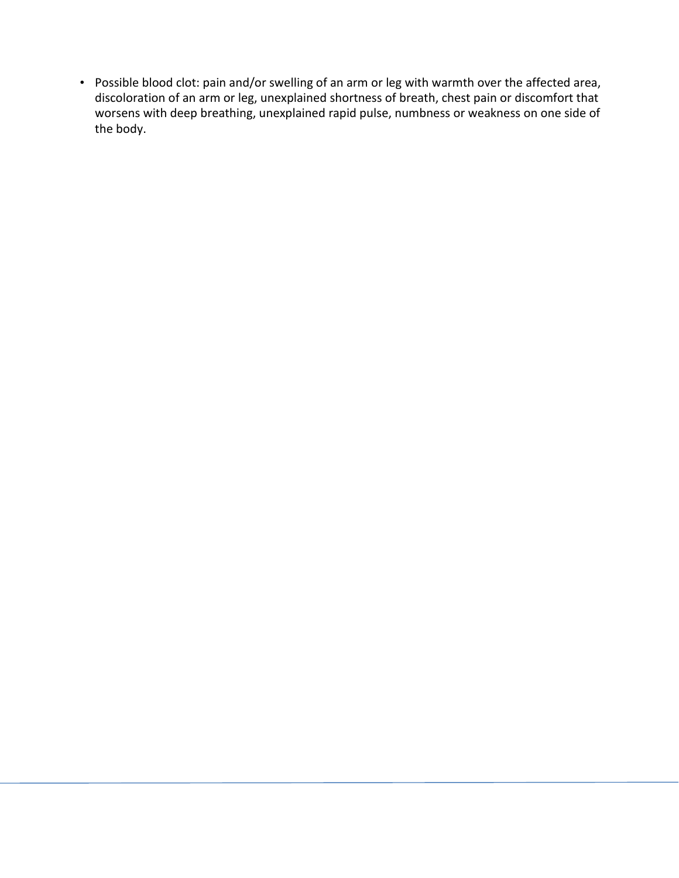- Possible blood clot: pain and/or swelling of an arm or leg with warmth over the affected area, discoloration of an arm or leg, unexplained shortness of breath, chest pain or discomfort that worsens with deep breathing, unexplained rapid pulse, numbness or weakness on one side of the body.